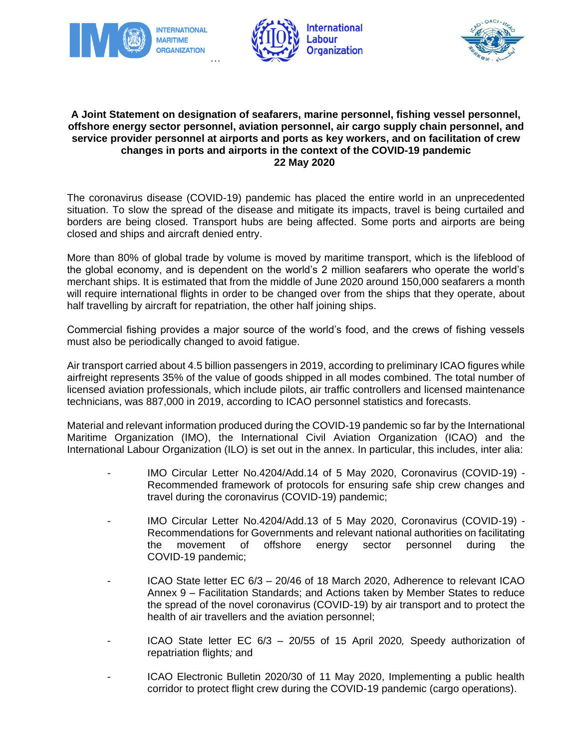**A Joint Statement on designation of seafarers, marine personnel, fishing vessel personnel, offshore energy sector personnel, aviation personnel, air cargo supply chain personnel, and service provider personnel at airports and ports as key workers, and on facilitation of crew changes in ports and airports in the context of the COVID-19 pandemic**
**22 May 2020**

The coronavirus disease (COVID-19) pandemic has placed the entire world in an unprecedented situation. To slow the spread of the disease and mitigate its impacts, travel is being curtailed and borders are being closed. Transport hubs are being affected. Some ports and airports are being closed and ships and aircraft denied entry.

More than 80% of global trade by volume is moved by maritime transport, which is the lifeblood of the global economy, and is dependent on the world's 2 million seafarers who operate the world's merchant ships. It is estimated that from the middle of June 2020 around 150,000 seafarers a month will require international flights in order to be changed over from the ships that they operate, about half travelling by aircraft for repatriation, the other half joining ships.

Commercial fishing provides a major source of the world's food, and the crews of fishing vessels must also be periodically changed to avoid fatigue.

Air transport carried about 4.5 billion passengers in 2019, according to preliminary ICAO figures while airfreight represents 35% of the value of goods shipped in all modes combined. The total number of licensed aviation professionals, which include pilots, air traffic controllers and licensed maintenance technicians, was 887,000 in 2019, according to ICAO personnel statistics and forecasts.

Material and relevant information produced during the COVID-19 pandemic so far by the International Maritime Organization (IMO), the International Civil Aviation Organization (ICAO) and the International Labour Organization (ILO) is set out in the annex. In particular, this includes, inter alia:

- IMO Circular Letter No.4204/Add.14 of 5 May 2020, Coronavirus (COVID-19) - Recommended framework of protocols for ensuring safe ship crew changes and travel during the coronavirus (COVID-19) pandemic;

- IMO Circular Letter No.4204/Add.13 of 5 May 2020, Coronavirus (COVID-19) - Recommendations for Governments and relevant national authorities on facilitating the movement of offshore energy sector personnel during the COVID-19 pandemic;

- ICAO State letter EC 6/3 – 20/46 of 18 March 2020, Adherence to relevant ICAO Annex 9 – Facilitation Standards; and Actions taken by Member States to reduce the spread of the novel coronavirus (COVID-19) by air transport and to protect the health of air travellers and the aviation personnel;

- ICAO State letter EC 6/3 – 20/55 of 15 April 2020, *Speedy authorization of repatriation flights;* and

- ICAO Electronic Bulletin 2020/30 of 11 May 2020, Implementing a public health corridor to protect flight crew during the COVID-19 pandemic (cargo operations).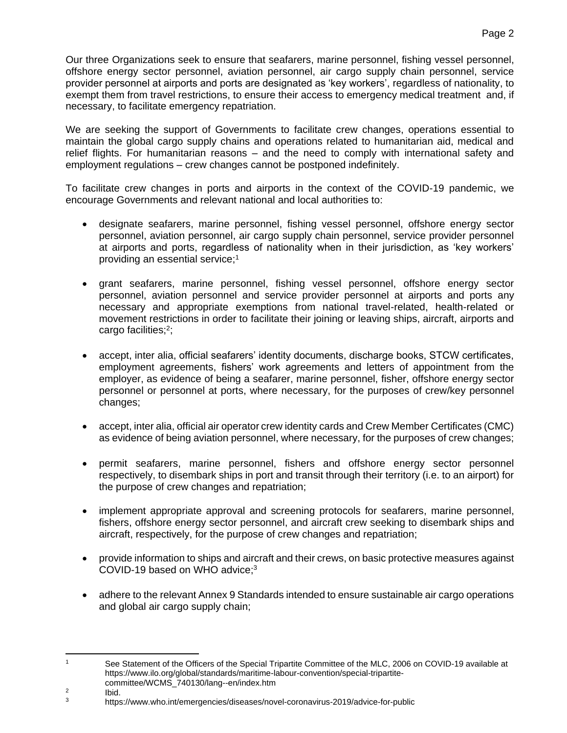Our three Organizations seek to ensure that seafarers, marine personnel, fishing vessel personnel, offshore energy sector personnel, aviation personnel, air cargo supply chain personnel, service provider personnel at airports and ports are designated as 'key workers', regardless of nationality, to exempt them from travel restrictions, to ensure their access to emergency medical treatment and, if necessary, to facilitate emergency repatriation.

We are seeking the support of Governments to facilitate crew changes, operations essential to maintain the global cargo supply chains and operations related to humanitarian aid, medical and relief flights. For humanitarian reasons – and the need to comply with international safety and employment regulations – crew changes cannot be postponed indefinitely.

To facilitate crew changes in ports and airports in the context of the COVID-19 pandemic, we encourage Governments and relevant national and local authorities to:

- designate seafarers, marine personnel, fishing vessel personnel, offshore energy sector personnel, aviation personnel, air cargo supply chain personnel, service provider personnel at airports and ports, regardless of nationality when in their jurisdiction, as 'key workers' providing an essential service;[1]
- grant seafarers, marine personnel, fishing vessel personnel, offshore energy sector personnel, aviation personnel and service provider personnel at airports and ports any necessary and appropriate exemptions from national travel-related, health-related or movement restrictions in order to facilitate their joining or leaving ships, aircraft, airports and cargo facilities;[2];
- accept, inter alia, official seafarers' identity documents, discharge books, STCW certificates, employment agreements, fishers' work agreements and letters of appointment from the employer, as evidence of being a seafarer, marine personnel, fisher, offshore energy sector personnel or personnel at ports, where necessary, for the purposes of crew/key personnel changes;
- accept, inter alia, official air operator crew identity cards and Crew Member Certificates (CMC) as evidence of being aviation personnel, where necessary, for the purposes of crew changes;
- permit seafarers, marine personnel, fishers and offshore energy sector personnel respectively, to disembark ships in port and transit through their territory (i.e. to an airport) for the purpose of crew changes and repatriation;
- implement appropriate approval and screening protocols for seafarers, marine personnel, fishers, offshore energy sector personnel, and aircraft crew seeking to disembark ships and aircraft, respectively, for the purpose of crew changes and repatriation;
- provide information to ships and aircraft and their crews, on basic protective measures against COVID-19 based on WHO advice;[3]
- adhere to the relevant Annex 9 Standards intended to ensure sustainable air cargo operations and global air cargo supply chain;

---

[1] See Statement of the Officers of the Special Tripartite Committee of the MLC, 2006 on COVID-19 available at https://www.ilo.org/global/standards/maritime-labour-convention/special-tripartite-committee/WCMS_740130/lang--en/index.htm

[2] Ibid.

[3] https://www.who.int/emergencies/diseases/novel-coronavirus-2019/advice-for-public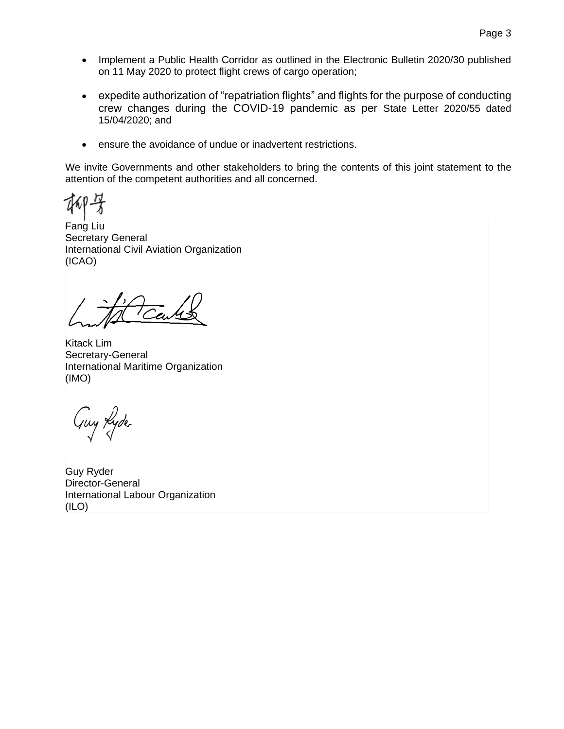- Implement a Public Health Corridor as outlined in the Electronic Bulletin 2020/30 published on 11 May 2020 to protect flight crews of cargo operation;

- expedite authorization of "repatriation flights" and flights for the purpose of conducting crew changes during the COVID-19 pandemic as per State Letter 2020/55 dated 15/04/2020; and

- ensure the avoidance of undue or inadvertent restrictions.

We invite Governments and other stakeholders to bring the contents of this joint statement to the attention of the competent authorities and all concerned.

Fang Liu
Secretary General
International Civil Aviation Organization
(ICAO)

Kitack Lim
Secretary-General
International Maritime Organization
(IMO)

Guy Ryder
Director-General
International Labour Organization
(ILO)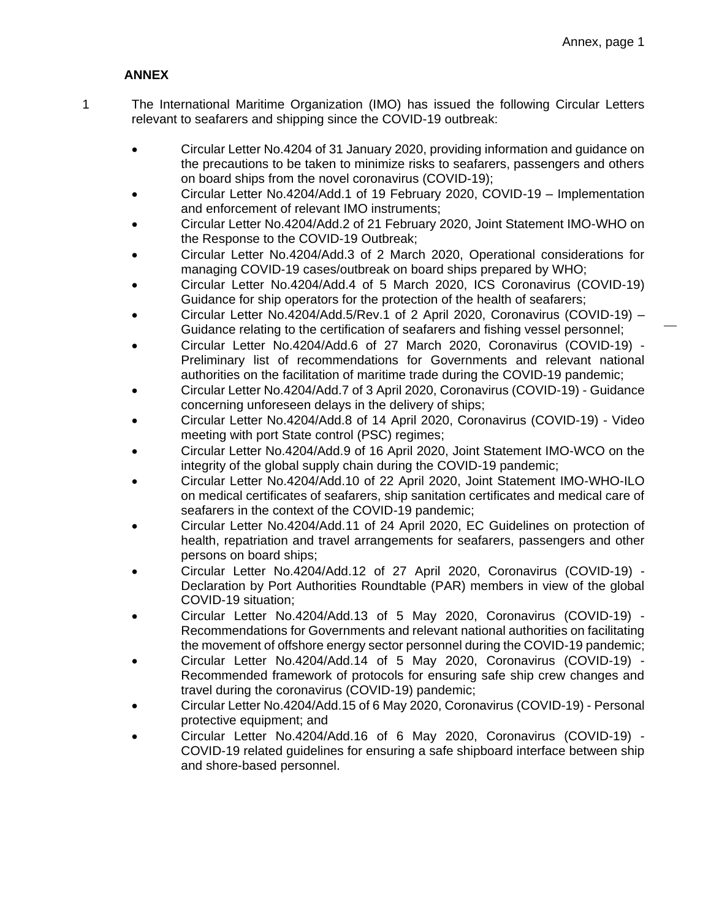**ANNEX**

1 The International Maritime Organization (IMO) has issued the following Circular Letters relevant to seafarers and shipping since the COVID-19 outbreak:

- Circular Letter No.4204 of 31 January 2020, providing information and guidance on the precautions to be taken to minimize risks to seafarers, passengers and others on board ships from the novel coronavirus (COVID-19);
- Circular Letter No.4204/Add.1 of 19 February 2020, COVID-19 – Implementation and enforcement of relevant IMO instruments;
- Circular Letter No.4204/Add.2 of 21 February 2020, Joint Statement IMO-WHO on the Response to the COVID-19 Outbreak;
- Circular Letter No.4204/Add.3 of 2 March 2020, Operational considerations for managing COVID-19 cases/outbreak on board ships prepared by WHO;
- Circular Letter No.4204/Add.4 of 5 March 2020, ICS Coronavirus (COVID-19) Guidance for ship operators for the protection of the health of seafarers;
- Circular Letter No.4204/Add.5/Rev.1 of 2 April 2020, Coronavirus (COVID-19) – Guidance relating to the certification of seafarers and fishing vessel personnel;
- Circular Letter No.4204/Add.6 of 27 March 2020, Coronavirus (COVID-19) - Preliminary list of recommendations for Governments and relevant national authorities on the facilitation of maritime trade during the COVID-19 pandemic;
- Circular Letter No.4204/Add.7 of 3 April 2020, Coronavirus (COVID-19) - Guidance concerning unforeseen delays in the delivery of ships;
- Circular Letter No.4204/Add.8 of 14 April 2020, Coronavirus (COVID-19) - Video meeting with port State control (PSC) regimes;
- Circular Letter No.4204/Add.9 of 16 April 2020, Joint Statement IMO-WCO on the integrity of the global supply chain during the COVID-19 pandemic;
- Circular Letter No.4204/Add.10 of 22 April 2020, Joint Statement IMO-WHO-ILO on medical certificates of seafarers, ship sanitation certificates and medical care of seafarers in the context of the COVID-19 pandemic;
- Circular Letter No.4204/Add.11 of 24 April 2020, EC Guidelines on protection of health, repatriation and travel arrangements for seafarers, passengers and other persons on board ships;
- Circular Letter No.4204/Add.12 of 27 April 2020, Coronavirus (COVID-19) - Declaration by Port Authorities Roundtable (PAR) members in view of the global COVID-19 situation;
- Circular Letter No.4204/Add.13 of 5 May 2020, Coronavirus (COVID-19) - Recommendations for Governments and relevant national authorities on facilitating the movement of offshore energy sector personnel during the COVID-19 pandemic;
- Circular Letter No.4204/Add.14 of 5 May 2020, Coronavirus (COVID-19) - Recommended framework of protocols for ensuring safe ship crew changes and travel during the coronavirus (COVID-19) pandemic;
- Circular Letter No.4204/Add.15 of 6 May 2020, Coronavirus (COVID-19) - Personal protective equipment; and
- Circular Letter No.4204/Add.16 of 6 May 2020, Coronavirus (COVID-19) - COVID-19 related guidelines for ensuring a safe shipboard interface between ship and shore-based personnel.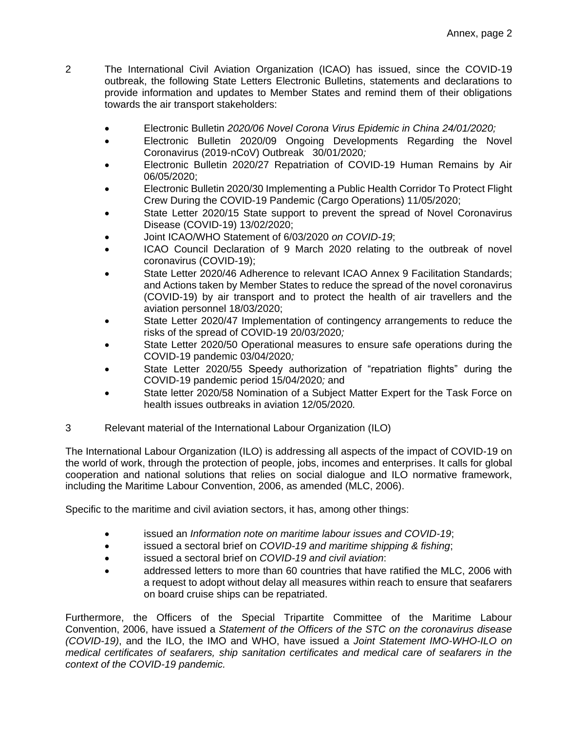2 The International Civil Aviation Organization (ICAO) has issued, since the COVID-19 outbreak, the following State Letters Electronic Bulletins, statements and declarations to provide information and updates to Member States and remind them of their obligations towards the air transport stakeholders:

- Electronic Bulletin *2020/06 Novel Corona Virus Epidemic in China 24/01/2020;*
- Electronic Bulletin 2020/09 Ongoing Developments Regarding the Novel Coronavirus (2019-nCoV) Outbreak 30/01/2020*;*
- Electronic Bulletin 2020/27 Repatriation of COVID-19 Human Remains by Air 06/05/2020;
- Electronic Bulletin 2020/30 Implementing a Public Health Corridor To Protect Flight Crew During the COVID-19 Pandemic (Cargo Operations) 11/05/2020;
- State Letter 2020/15 State support to prevent the spread of Novel Coronavirus Disease (COVID-19) 13/02/2020;
- Joint ICAO/WHO Statement of 6/03/2020 *on COVID-19*;
- ICAO Council Declaration of 9 March 2020 relating to the outbreak of novel coronavirus (COVID-19);
- State Letter 2020/46 Adherence to relevant ICAO Annex 9 Facilitation Standards; and Actions taken by Member States to reduce the spread of the novel coronavirus (COVID-19) by air transport and to protect the health of air travellers and the aviation personnel 18/03/2020;
- State Letter 2020/47 Implementation of contingency arrangements to reduce the risks of the spread of COVID-19 20/03/2020*;*
- State Letter 2020/50 Operational measures to ensure safe operations during the COVID-19 pandemic 03/04/2020*;*
- State Letter 2020/55 Speedy authorization of "repatriation flights" during the COVID-19 pandemic period 15/04/2020*;* and
- State letter 2020/58 Nomination of a Subject Matter Expert for the Task Force on health issues outbreaks in aviation 12/05/2020*.*

3 Relevant material of the International Labour Organization (ILO)

The International Labour Organization (ILO) is addressing all aspects of the impact of COVID-19 on the world of work, through the protection of people, jobs, incomes and enterprises. It calls for global cooperation and national solutions that relies on social dialogue and ILO normative framework, including the Maritime Labour Convention, 2006, as amended (MLC, 2006).

Specific to the maritime and civil aviation sectors, it has, among other things:

- issued an *Information note on maritime labour issues and COVID-19*;
- issued a sectoral brief on *COVID-19 and maritime shipping & fishing*;
- issued a sectoral brief on *COVID-19 and civil aviation*:
- addressed letters to more than 60 countries that have ratified the MLC, 2006 with a request to adopt without delay all measures within reach to ensure that seafarers on board cruise ships can be repatriated.

Furthermore, the Officers of the Special Tripartite Committee of the Maritime Labour Convention, 2006, have issued a *Statement of the Officers of the STC on the coronavirus disease (COVID-19)*, and the ILO, the IMO and WHO, have issued a *Joint Statement IMO-WHO-ILO on medical certificates of seafarers, ship sanitation certificates and medical care of seafarers in the context of the COVID-19 pandemic.*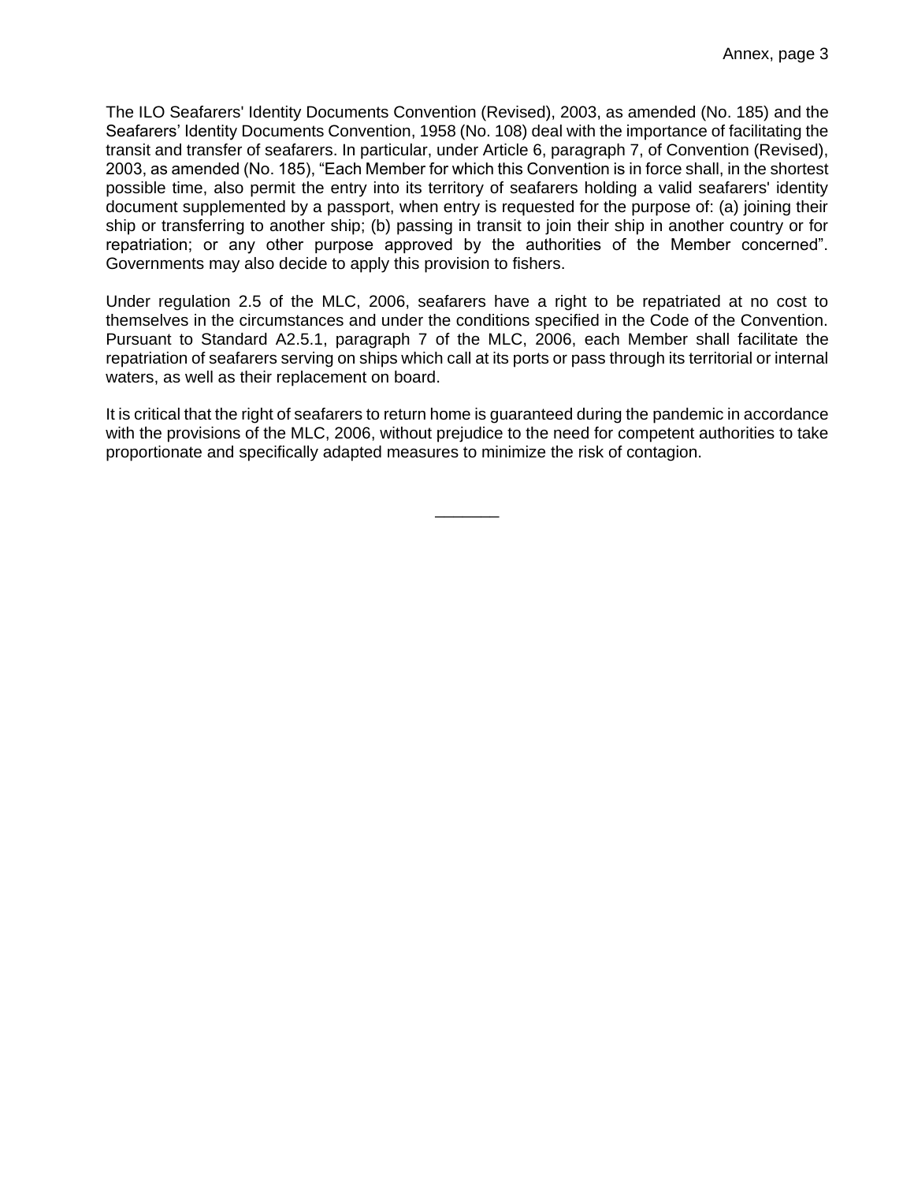The ILO Seafarers' Identity Documents Convention (Revised), 2003, as amended (No. 185) and the Seafarers' Identity Documents Convention, 1958 (No. 108) deal with the importance of facilitating the transit and transfer of seafarers. In particular, under Article 6, paragraph 7, of Convention (Revised), 2003, as amended (No. 185), "Each Member for which this Convention is in force shall, in the shortest possible time, also permit the entry into its territory of seafarers holding a valid seafarers' identity document supplemented by a passport, when entry is requested for the purpose of: (a) joining their ship or transferring to another ship; (b) passing in transit to join their ship in another country or for repatriation; or any other purpose approved by the authorities of the Member concerned". Governments may also decide to apply this provision to fishers.

Under regulation 2.5 of the MLC, 2006, seafarers have a right to be repatriated at no cost to themselves in the circumstances and under the conditions specified in the Code of the Convention. Pursuant to Standard A2.5.1, paragraph 7 of the MLC, 2006, each Member shall facilitate the repatriation of seafarers serving on ships which call at its ports or pass through its territorial or internal waters, as well as their replacement on board.

It is critical that the right of seafarers to return home is guaranteed during the pandemic in accordance with the provisions of the MLC, 2006, without prejudice to the need for competent authorities to take proportionate and specifically adapted measures to minimize the risk of contagion.

\_\_\_\_\_\_\_